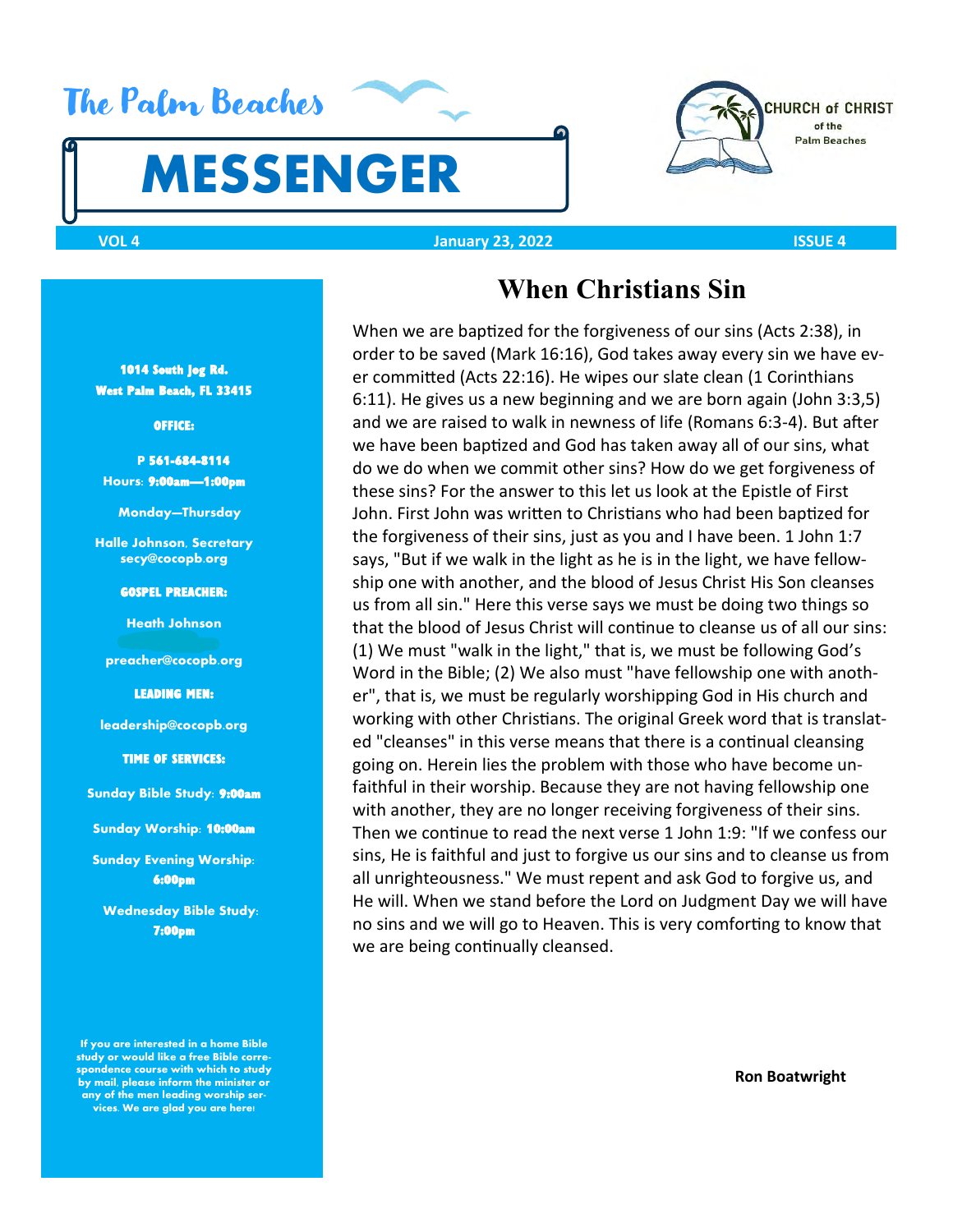# The Palm Beaches MESSENGER

CHURCH of CHRIST of the Palm Beaches

**VOL 4** **January 23, 2022** **ISSUE 4**

**1014 South Jog Rd.**
**West Palm Beach, FL 33415**

**OFFICE:**

**P 561-684-8114**
**Hours: 9:00am—1:00pm**

**Monday—Thursday**

**Halle Johnson, Secretary**
**secy@cocopb.org**

**GOSPEL PREACHER:**

**Heath Johnson**

**preacher@cocopb.org**

**LEADING MEN:**

**leadership@cocopb.org**

**TIME OF SERVICES:**

**Sunday Bible Study: 9:00am**

**Sunday Worship: 10:00am**

**Sunday Evening Worship: 6:00pm**

**Wednesday Bible Study: 7:00pm**

**If you are interested in a home Bible study or would like a free Bible correspondence course with which to study by mail, please inform the minister or any of the men leading worship services. We are glad you are here!**

## When Christians Sin

When we are baptized for the forgiveness of our sins (Acts 2:38), in order to be saved (Mark 16:16), God takes away every sin we have ever committed (Acts 22:16). He wipes our slate clean (1 Corinthians 6:11). He gives us a new beginning and we are born again (John 3:3,5) and we are raised to walk in newness of life (Romans 6:3-4). But after we have been baptized and God has taken away all of our sins, what do we do when we commit other sins? How do we get forgiveness of these sins? For the answer to this let us look at the Epistle of First John. First John was written to Christians who had been baptized for the forgiveness of their sins, just as you and I have been. 1 John 1:7 says, "But if we walk in the light as he is in the light, we have fellowship one with another, and the blood of Jesus Christ His Son cleanses us from all sin." Here this verse says we must be doing two things so that the blood of Jesus Christ will continue to cleanse us of all our sins: (1) We must "walk in the light," that is, we must be following God's Word in the Bible; (2) We also must "have fellowship one with another", that is, we must be regularly worshipping God in His church and working with other Christians. The original Greek word that is translated "cleanses" in this verse means that there is a continual cleansing going on. Herein lies the problem with those who have become unfaithful in their worship. Because they are not having fellowship one with another, they are no longer receiving forgiveness of their sins. Then we continue to read the next verse 1 John 1:9: "If we confess our sins, He is faithful and just to forgive us our sins and to cleanse us from all unrighteousness." We must repent and ask God to forgive us, and He will. When we stand before the Lord on Judgment Day we will have no sins and we will go to Heaven. This is very comforting to know that we are being continually cleansed.

**Ron Boatwright**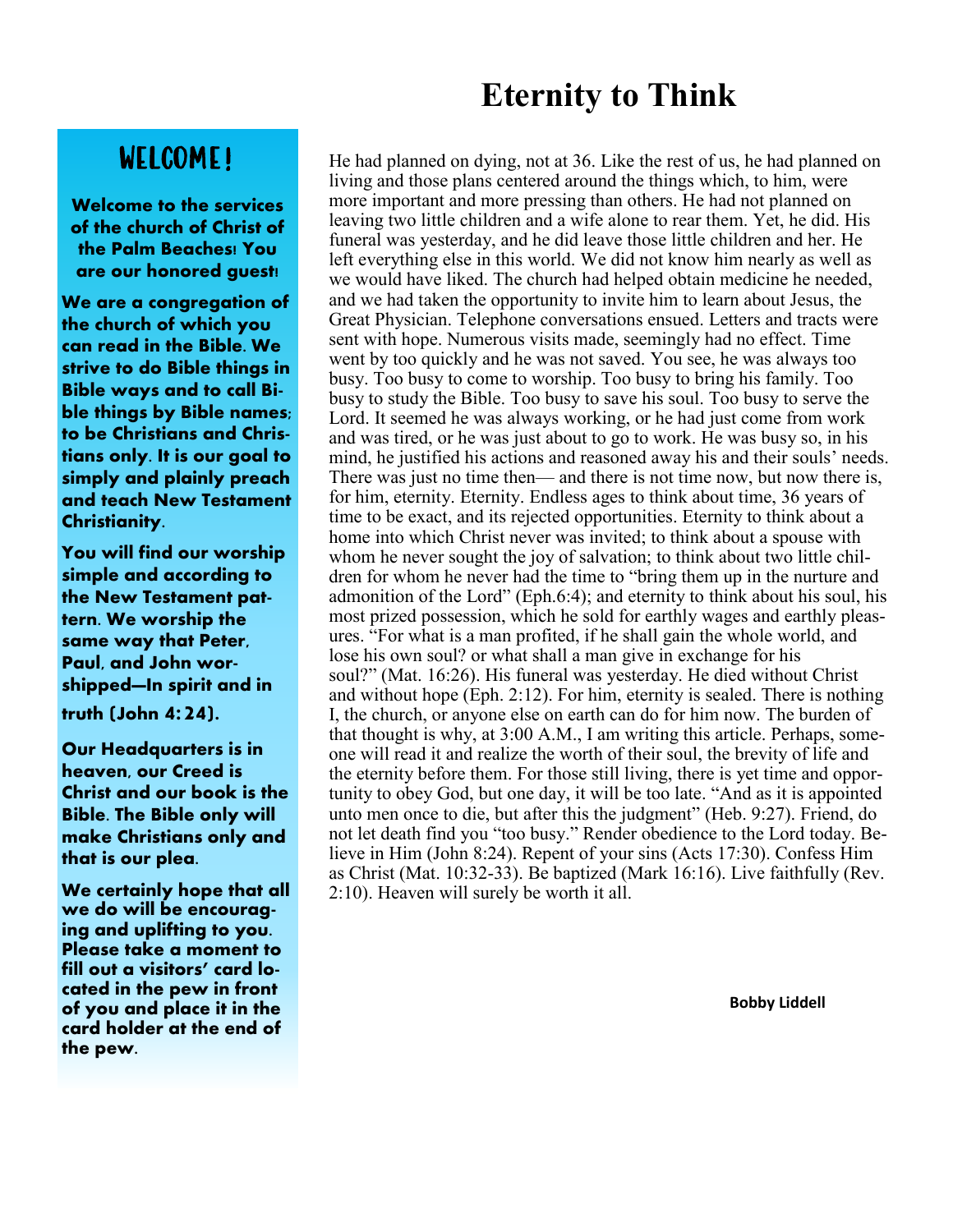## WELCOME!

**Welcome to the services of the church of Christ of the Palm Beaches! You are our honored guest!**

**We are a congregation of the church of which you can read in the Bible. We strive to do Bible things in Bible ways and to call Bible things by Bible names; to be Christians and Christians only. It is our goal to simply and plainly preach and teach New Testament Christianity.**

**You will find our worship simple and according to the New Testament pattern. We worship the same way that Peter, Paul, and John worshipped—In spirit and in truth (John 4:24).**

**Our Headquarters is in heaven, our Creed is Christ and our book is the Bible. The Bible only will make Christians only and that is our plea.**

**We certainly hope that all we do will be encouraging and uplifting to you. Please take a moment to fill out a visitors' card located in the pew in front of you and place it in the card holder at the end of the pew.**

# Eternity to Think

He had planned on dying, not at 36. Like the rest of us, he had planned on living and those plans centered around the things which, to him, were more important and more pressing than others. He had not planned on leaving two little children and a wife alone to rear them. Yet, he did. His funeral was yesterday, and he did leave those little children and her. He left everything else in this world. We did not know him nearly as well as we would have liked. The church had helped obtain medicine he needed, and we had taken the opportunity to invite him to learn about Jesus, the Great Physician. Telephone conversations ensued. Letters and tracts were sent with hope. Numerous visits made, seemingly had no effect. Time went by too quickly and he was not saved. You see, he was always too busy. Too busy to come to worship. Too busy to bring his family. Too busy to study the Bible. Too busy to save his soul. Too busy to serve the Lord. It seemed he was always working, or he had just come from work and was tired, or he was just about to go to work. He was busy so, in his mind, he justified his actions and reasoned away his and their souls' needs. There was just no time then— and there is not time now, but now there is, for him, eternity. Eternity. Endless ages to think about time, 36 years of time to be exact, and its rejected opportunities. Eternity to think about a home into which Christ never was invited; to think about a spouse with whom he never sought the joy of salvation; to think about two little children for whom he never had the time to "bring them up in the nurture and admonition of the Lord" (Eph.6:4); and eternity to think about his soul, his most prized possession, which he sold for earthly wages and earthly pleasures. "For what is a man profited, if he shall gain the whole world, and lose his own soul? or what shall a man give in exchange for his soul?" (Mat. 16:26). His funeral was yesterday. He died without Christ and without hope (Eph. 2:12). For him, eternity is sealed. There is nothing I, the church, or anyone else on earth can do for him now. The burden of that thought is why, at 3:00 A.M., I am writing this article. Perhaps, someone will read it and realize the worth of their soul, the brevity of life and the eternity before them. For those still living, there is yet time and opportunity to obey God, but one day, it will be too late. "And as it is appointed unto men once to die, but after this the judgment" (Heb. 9:27). Friend, do not let death find you "too busy." Render obedience to the Lord today. Believe in Him (John 8:24). Repent of your sins (Acts 17:30). Confess Him as Christ (Mat. 10:32-33). Be baptized (Mark 16:16). Live faithfully (Rev. 2:10). Heaven will surely be worth it all.

**Bobby Liddell**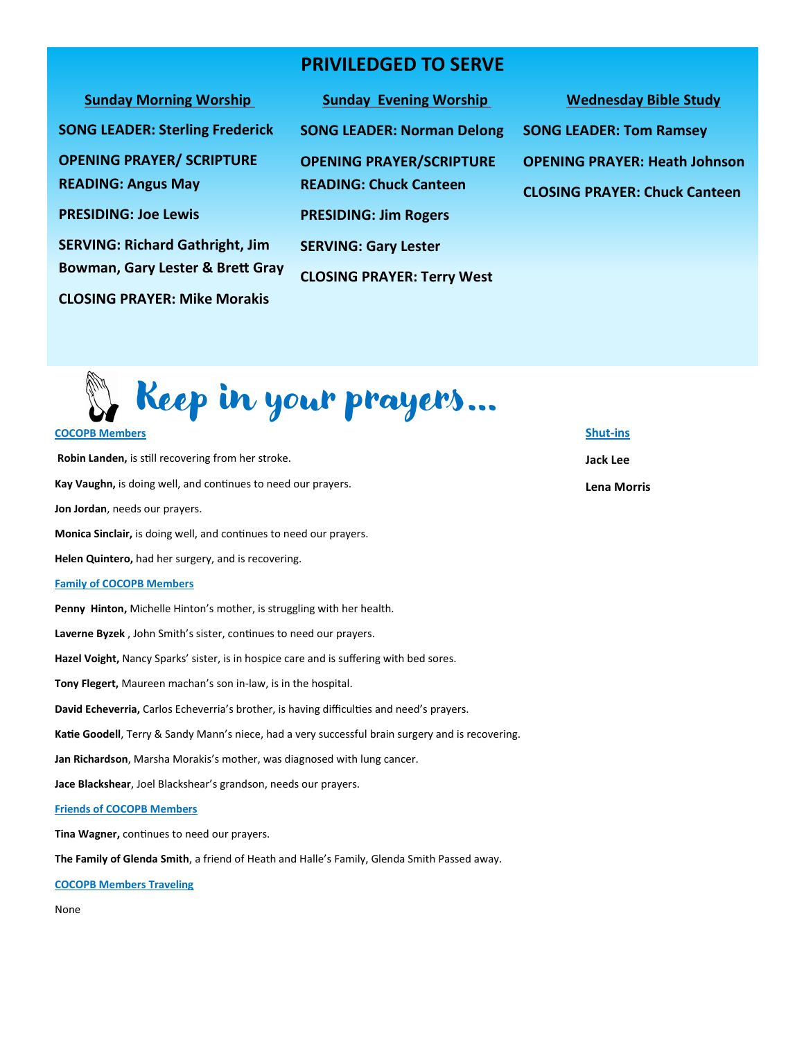## PRIVILEDGED TO SERVE

### Sunday Morning Worship

**SONG LEADER: Sterling Frederick**

**OPENING PRAYER/ SCRIPTURE READING: Angus May**

**PRESIDING: Joe Lewis**

**SERVING: Richard Gathright, Jim Bowman, Gary Lester & Brett Gray**

**CLOSING PRAYER: Mike Morakis**

### Sunday Evening Worship

**SONG LEADER: Norman Delong**

**OPENING PRAYER/SCRIPTURE READING: Chuck Canteen**

**PRESIDING: Jim Rogers**

**SERVING: Gary Lester**

**CLOSING PRAYER: Terry West**

### Wednesday Bible Study

**SONG LEADER: Tom Ramsey**

**OPENING PRAYER: Heath Johnson**

**CLOSING PRAYER: Chuck Canteen**

# Keep in your prayers…

**COCOPB Members**

**Robin Landen,** is still recovering from her stroke.

**Kay Vaughn,** is doing well, and continues to need our prayers.

**Jon Jordan**, needs our prayers.

**Monica Sinclair,** is doing well, and continues to need our prayers.

**Helen Quintero,** had her surgery, and is recovering.

**Family of COCOPB Members**

**Penny Hinton,** Michelle Hinton's mother, is struggling with her health.

**Laverne Byzek** , John Smith's sister, continues to need our prayers.

**Hazel Voight,** Nancy Sparks' sister, is in hospice care and is suffering with bed sores.

**Tony Flegert,** Maureen machan's son in-law, is in the hospital.

**David Echeverria,** Carlos Echeverria's brother, is having difficulties and need's prayers.

**Katie Goodell**, Terry & Sandy Mann's niece, had a very successful brain surgery and is recovering.

**Jan Richardson**, Marsha Morakis's mother, was diagnosed with lung cancer.

**Jace Blackshear**, Joel Blackshear's grandson, needs our prayers.

**Friends of COCOPB Members**

**Tina Wagner,** continues to need our prayers.

**The Family of Glenda Smith**, a friend of Heath and Halle's Family, Glenda Smith Passed away.

**COCOPB Members Traveling**

None

**Shut-ins**

**Jack Lee**

**Lena Morris**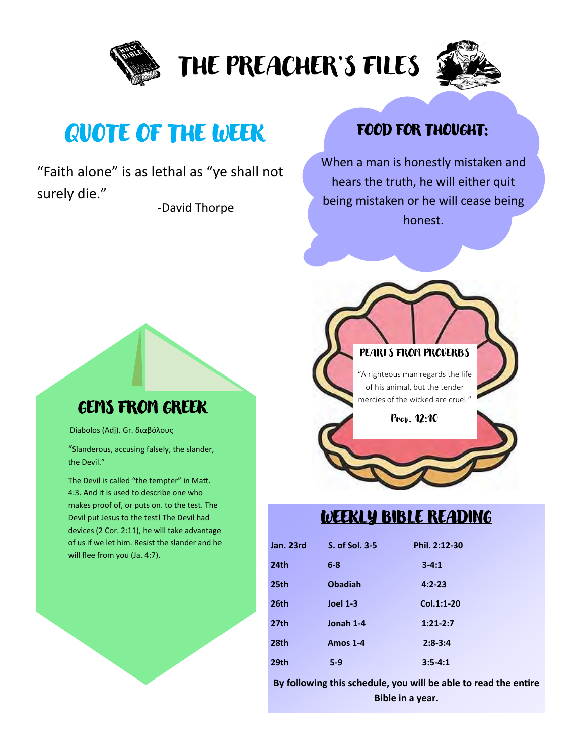# THE PREACHER'S FILES

## QUOTE OF THE WEEK

"Faith alone" is as lethal as "ye shall not surely die."

-David Thorpe

## FOOD FOR THOUGHT:

When a man is honestly mistaken and hears the truth, he will either quit being mistaken or he will cease being honest.

## GEMS FROM GREEK

Diabolos (Adj). Gr. διαβόλους

"Slanderous, accusing falsely, the slander, the Devil."

The Devil is called "the tempter" in Matt. 4:3. And it is used to describe one who makes proof of, or puts on. to the test. The Devil put Jesus to the test! The Devil had devices (2 Cor. 2:11), he will take advantage of us if we let him. Resist the slander and he will flee from you (Ja. 4:7).

## PEARLS FROM PROVERBS

"A righteous man regards the life of his animal, but the tender mercies of the wicked are cruel."

Prov. 12:10

## WEEKLY BIBLE READING

| | | |
|---|---|---|
| **Jan. 23rd** | **S. of Sol. 3-5** | **Phil. 2:12-30** |
| **24th** | **6-8** | **3-4:1** |
| **25th** | **Obadiah** | **4:2-23** |
| **26th** | **Joel 1-3** | **Col.1:1-20** |
| **27th** | **Jonah 1-4** | **1:21-2:7** |
| **28th** | **Amos 1-4** | **2:8-3:4** |
| **29th** | **5-9** | **3:5-4:1** |

**By following this schedule, you will be able to read the entire Bible in a year.**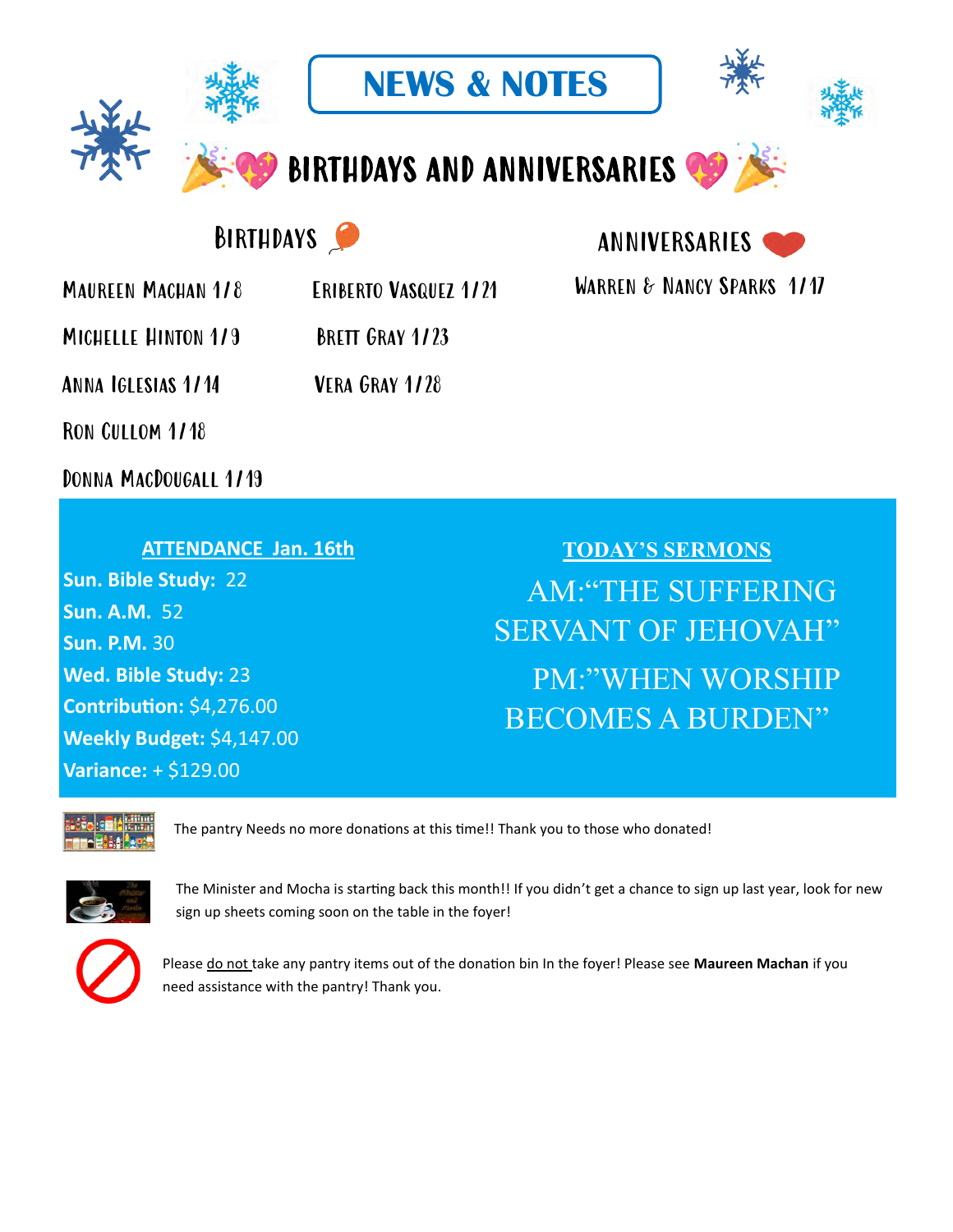# NEWS & NOTES

## BIRTHDAYS AND ANNIVERSARIES

### Birthdays

Maureen Machan 1/8

Michelle Hinton 1/9

Anna Iglesias 1/14

Ron Cullom 1/18

Donna MacDougall 1/19

Eriberto Vasquez 1/21

Brett Gray 1/23

Vera Gray 1/28

### Anniversaries

Warren & Nancy Sparks 1/17

**ATTENDANCE Jan. 16th**

**Sun. Bible Study:** 22
**Sun. A.M.** 52
**Sun. P.M.** 30
**Wed. Bible Study:** 23
**Contribution:** $4,276.00
**Weekly Budget:** $4,147.00
**Variance:** + $129.00

**TODAY'S SERMONS**

AM:"THE SUFFERING SERVANT OF JEHOVAH"

PM:"WHEN WORSHIP BECOMES A BURDEN"

The pantry Needs no more donations at this time!! Thank you to those who donated!

The Minister and Mocha is starting back this month!! If you didn't get a chance to sign up last year, look for new sign up sheets coming soon on the table in the foyer!

Please do not take any pantry items out of the donation bin In the foyer! Please see **Maureen Machan** if you need assistance with the pantry! Thank you.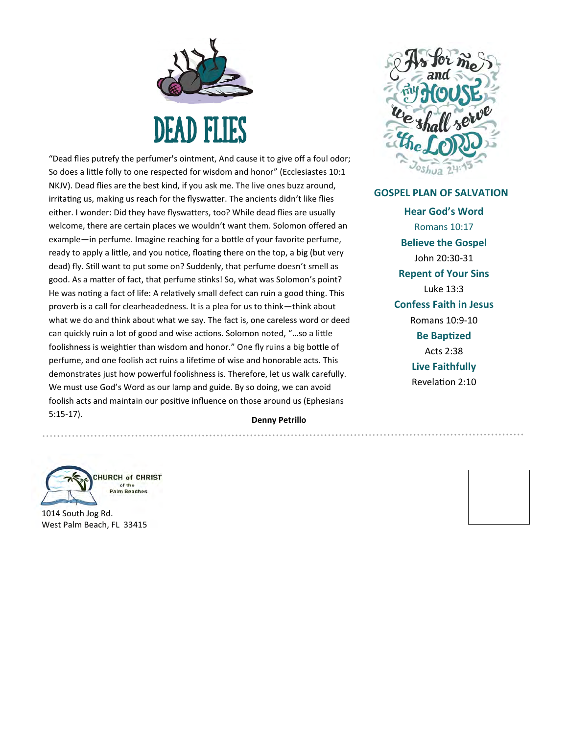# DEAD FLIES

"Dead flies putrefy the perfumer's ointment, And cause it to give off a foul odor; So does a little folly to one respected for wisdom and honor" (Ecclesiastes 10:1 NKJV). Dead flies are the best kind, if you ask me. The live ones buzz around, irritating us, making us reach for the flyswatter. The ancients didn't like flies either. I wonder: Did they have flyswatters, too? While dead flies are usually welcome, there are certain places we wouldn't want them. Solomon offered an example—in perfume. Imagine reaching for a bottle of your favorite perfume, ready to apply a little, and you notice, floating there on the top, a big (but very dead) fly. Still want to put some on? Suddenly, that perfume doesn't smell as good. As a matter of fact, that perfume stinks! So, what was Solomon's point? He was noting a fact of life: A relatively small defect can ruin a good thing. This proverb is a call for clearheadedness. It is a plea for us to think—think about what we do and think about what we say. The fact is, one careless word or deed can quickly ruin a lot of good and wise actions. Solomon noted, "…so a little foolishness is weightier than wisdom and honor." One fly ruins a big bottle of perfume, and one foolish act ruins a lifetime of wise and honorable acts. This demonstrates just how powerful foolishness is. Therefore, let us walk carefully. We must use God's Word as our lamp and guide. By so doing, we can avoid foolish acts and maintain our positive influence on those around us (Ephesians 5:15-17).

**Denny Petrillo**

As for me and my HOUSE we shall serve the LORD
Joshua 24:15

## GOSPEL PLAN OF SALVATION

**Hear God's Word**
Romans 10:17

**Believe the Gospel**
John 20:30-31

**Repent of Your Sins**
Luke 13:3

**Confess Faith in Jesus**
Romans 10:9-10

**Be Baptized**
Acts 2:38

**Live Faithfully**
Revelation 2:10

CHURCH of CHRIST of the Palm Beaches

1014 South Jog Rd.
West Palm Beach, FL 33415